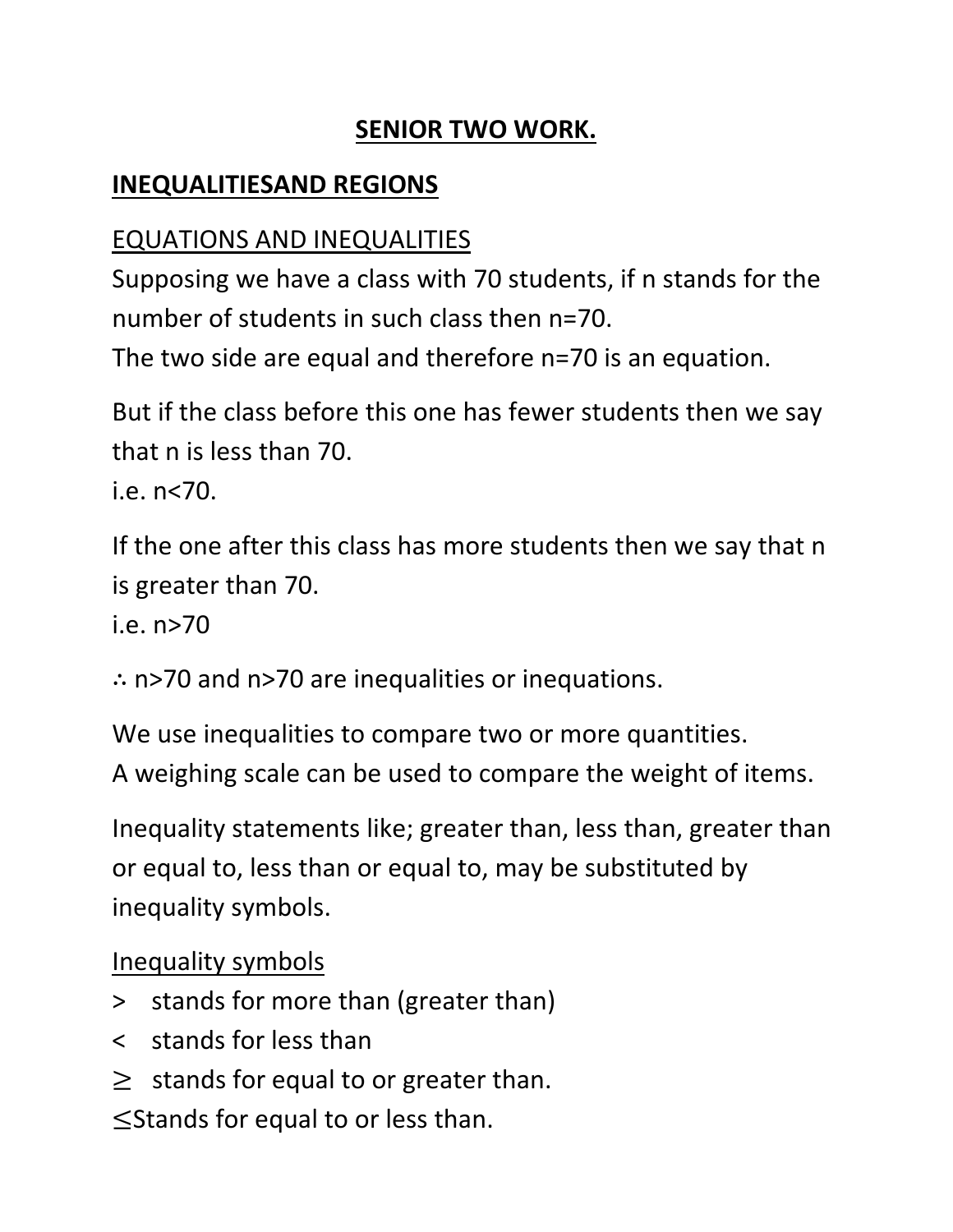# SENIOR TWO WORK.

## INEQUALITIESAND REGIONS

### EQUATIONS AND INEQUALITIES

Supposing we have a class with 70 students, if n stands for the number of students in such class then $n=70$.
The two side are equal and therefore $n=70$ is an equation.

But if the class before this one has fewer students then we say that n is less than 70.
i.e. $n<70$.

If the one after this class has more students then we say that n is greater than 70.
i.e. $n>70$

∴ $n>70$ and $n>70$ are inequalities or inequations.

We use inequalities to compare two or more quantities.
A weighing scale can be used to compare the weight of items.

Inequality statements like; greater than, less than, greater than or equal to, less than or equal to, may be substituted by inequality symbols.

### Inequality symbols

- $>$ stands for more than (greater than)
- $<$ stands for less than
- $\geq$ stands for equal to or greater than.
- $\leq$Stands for equal to or less than.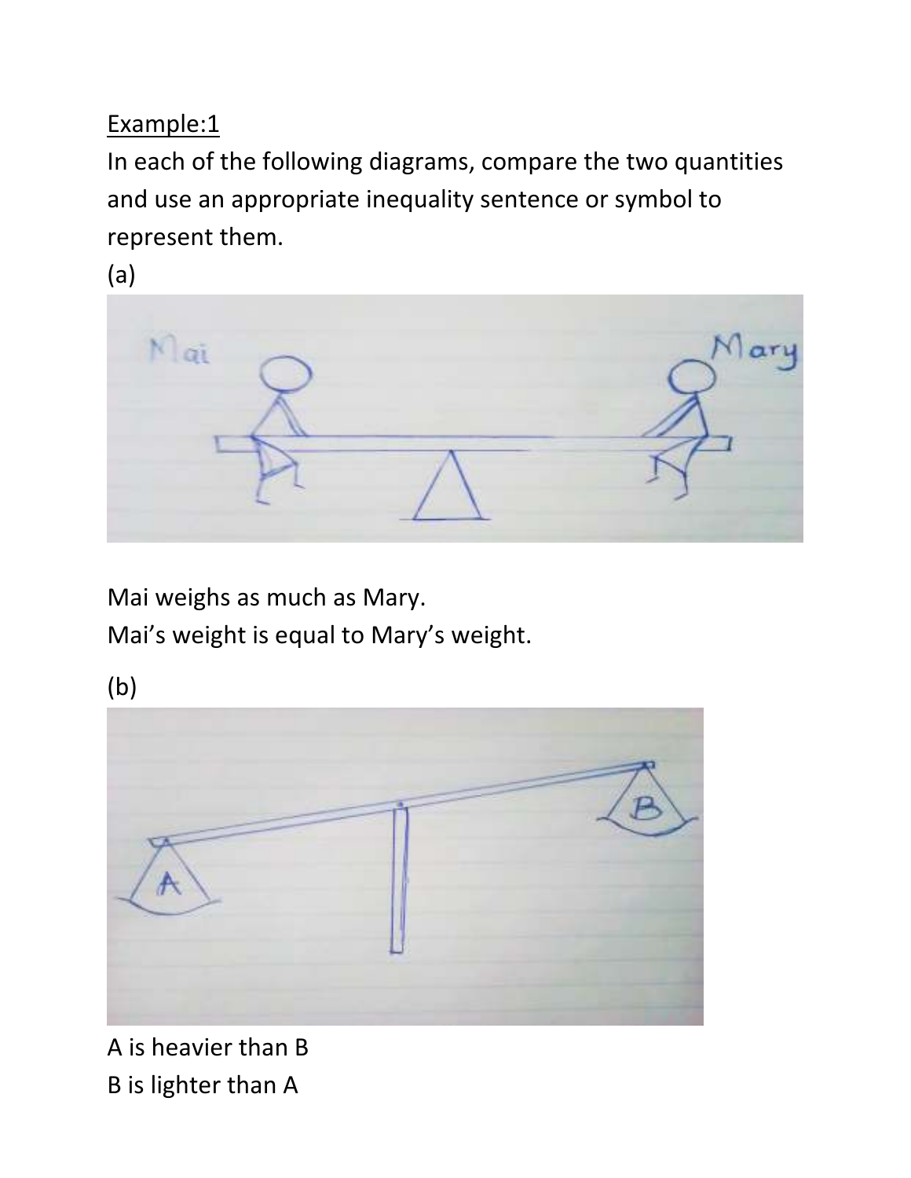Example:1

In each of the following diagrams, compare the two quantities and use an appropriate inequality sentence or symbol to represent them.

(a)

Mai weighs as much as Mary.

Mai's weight is equal to Mary's weight.

(b)

A is heavier than B

B is lighter than A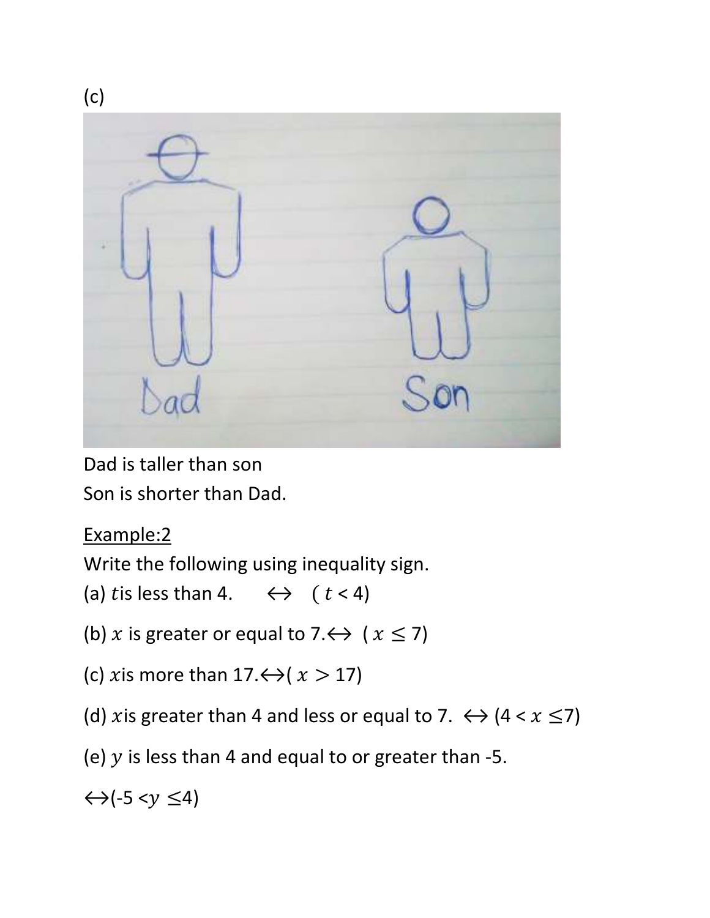(c)

Dad is taller than son

Son is shorter than Dad.

Example:2

Write the following using inequality sign.

(a) $t$is less than 4. ⟷ ( $t$ < 4)

(b) $x$ is greater or equal to 7.⟷ ( $x \leq 7$)

(c) $x$is more than 17.⟷( $x > 17$)

(d) $x$is greater than 4 and less or equal to 7. ⟷ (4 < $x$ ≤7)

(e) $y$ is less than 4 and equal to or greater than -5.

⟷(-5 <$y$ ≤4)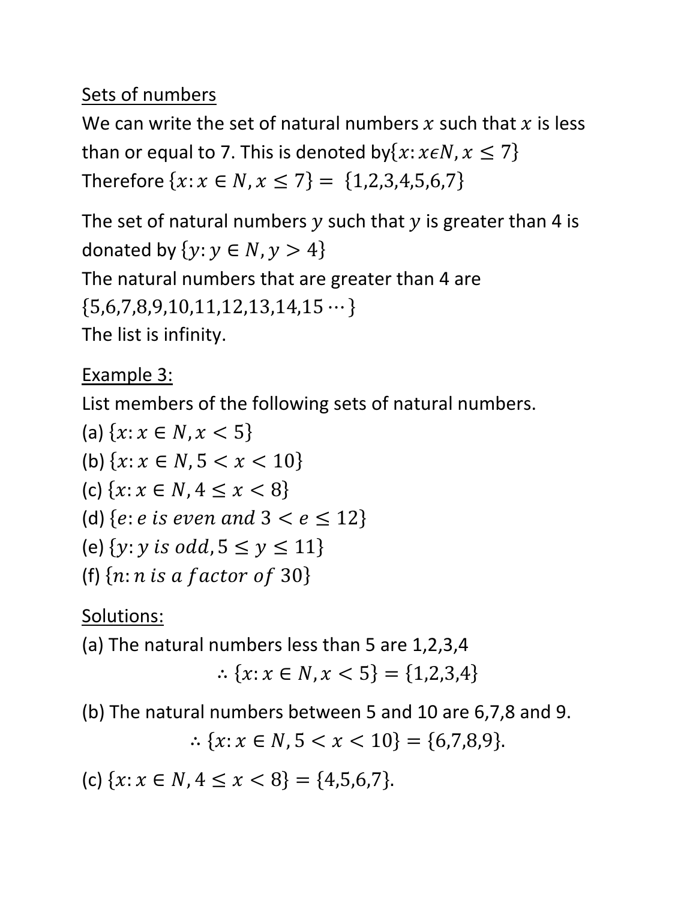## Sets of numbers

We can write the set of natural numbers $x$ such that $x$ is less than or equal to 7. This is denoted by$\{x: x \epsilon N, x \leq 7\}$

Therefore $\{x: x \in N, x \leq 7\} = \{1,2,3,4,5,6,7\}$

The set of natural numbers $y$ such that $y$ is greater than 4 is donated by $\{y: y \in N, y > 4\}$

The natural numbers that are greater than 4 are $\{5,6,7,8,9,10,11,12,13,14,15 \cdots\}$

The list is infinity.

### Example 3:

List members of the following sets of natural numbers.

(a) $\{x: x \in N, x < 5\}$

(b) $\{x: x \in N, 5 < x < 10\}$

(c) $\{x: x \in N, 4 \leq x < 8\}$

(d) $\{e: e \text{ is even and } 3 < e \leq 12\}$

(e) $\{y: y \text{ is odd}, 5 \leq y \leq 11\}$

(f) $\{n: n \text{ is a factor of } 30\}$

### Solutions:

(a) The natural numbers less than 5 are 1,2,3,4

$$\therefore \{x: x \in N, x < 5\} = \{1,2,3,4\}$$

(b) The natural numbers between 5 and 10 are 6,7,8 and 9.

$$\therefore \{x: x \in N, 5 < x < 10\} = \{6,7,8,9\}.$$

(c) $\{x: x \in N, 4 \leq x < 8\} = \{4,5,6,7\}$.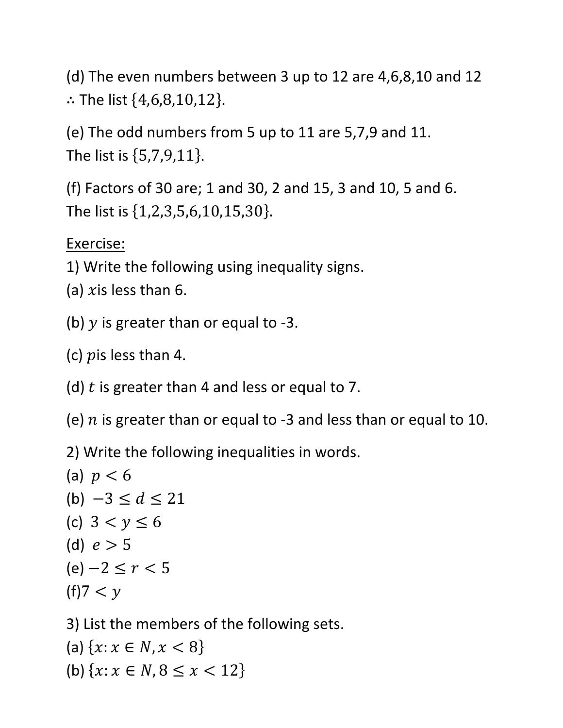(d) The even numbers between 3 up to 12 are 4,6,8,10 and 12
∴ The list $\{4,6,8,10,12\}$.

(e) The odd numbers from 5 up to 11 are 5,7,9 and 11.
The list is $\{5,7,9,11\}$.

(f) Factors of 30 are; 1 and 30, 2 and 15, 3 and 10, 5 and 6.
The list is $\{1,2,3,5,6,10,15,30\}$.

<u>Exercise:</u>

1) Write the following using inequality signs.

(a) $x$is less than 6.

(b) $y$ is greater than or equal to -3.

(c) $p$is less than 4.

(d) $t$ is greater than 4 and less or equal to 7.

(e) $n$ is greater than or equal to -3 and less than or equal to 10.

2) Write the following inequalities in words.

(a) $p < 6$
(b) $-3 \leq d \leq 21$
(c) $3 < y \leq 6$
(d) $e > 5$
(e) $-2 \leq r < 5$
(f) $7 < y$

3) List the members of the following sets.

(a) $\{x: x \in N, x < 8\}$
(b) $\{x: x \in N, 8 \leq x < 12\}$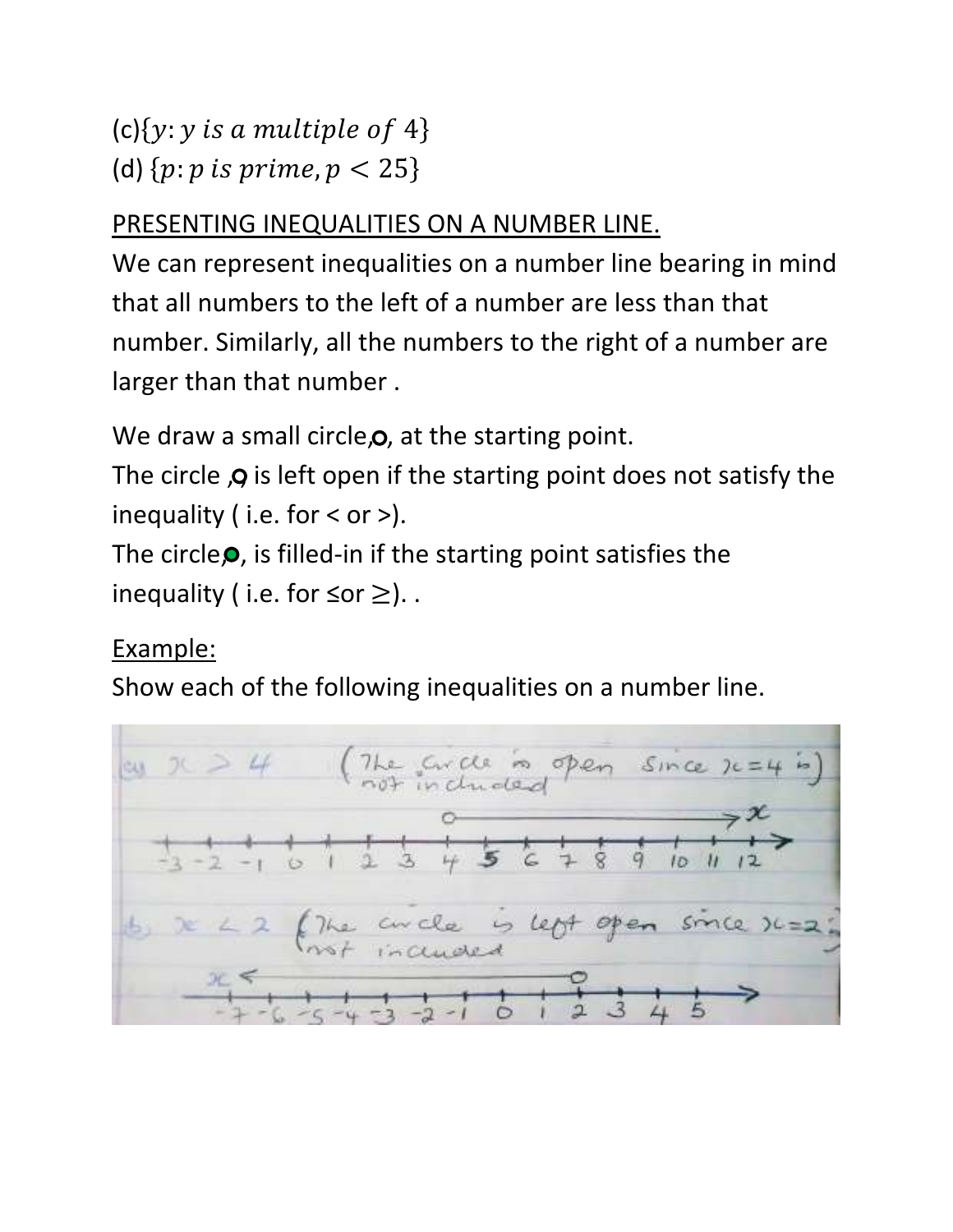(c) $\{y: y \text{ is a multiple of } 4\}$
(d) $\{p: p \text{ is prime}, p < 25\}$

PRESENTING INEQUALITIES ON A NUMBER LINE.

We can represent inequalities on a number line bearing in mind that all numbers to the left of a number are less than that number. Similarly, all the numbers to the right of a number are larger than that number .

We draw a small circle,o, at the starting point.
The circle ,o is left open if the starting point does not satisfy the inequality ( i.e. for < or >).
The circle,●, is filled-in if the starting point satisfies the inequality ( i.e. for ≤or ≥). .

Example:

Show each of the following inequalities on a number line.

(a) $x > 4$ (The circle is open since $x = 4$ is not included)

(b) $x < 2$ (The circle is left open since $x = 2$ is not included)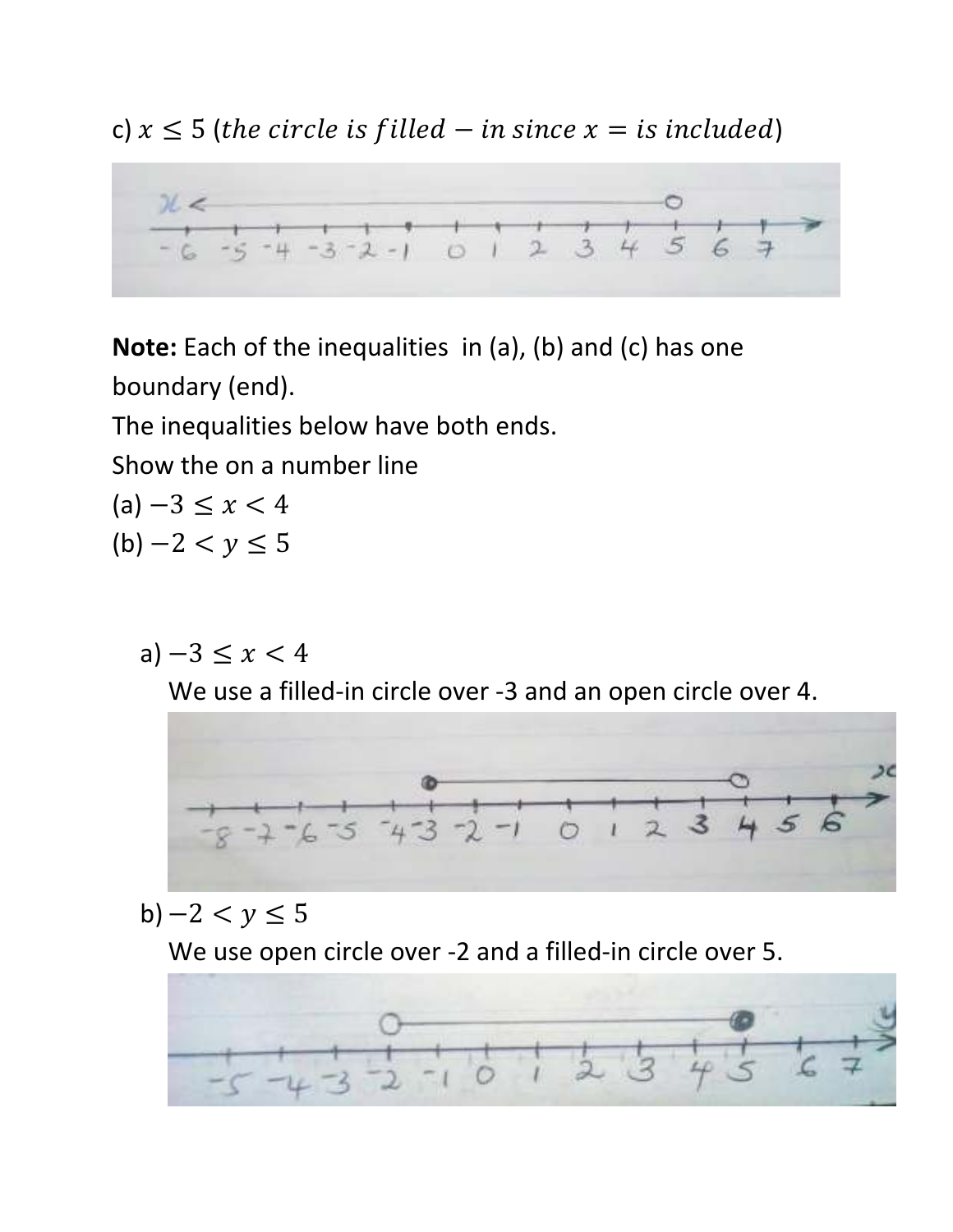c) $x \leq 5$ $(the\ circle\ is\ filled - in\ since\ x = is\ included)$

**Note:** Each of the inequalities in (a), (b) and (c) has one boundary (end).

The inequalities below have both ends.

Show the on a number line

(a) $-3 \leq x < 4$

(b) $-2 < y \leq 5$

a) $-3 \leq x < 4$

We use a filled-in circle over -3 and an open circle over 4.

b) $-2 < y \leq 5$

We use open circle over -2 and a filled-in circle over 5.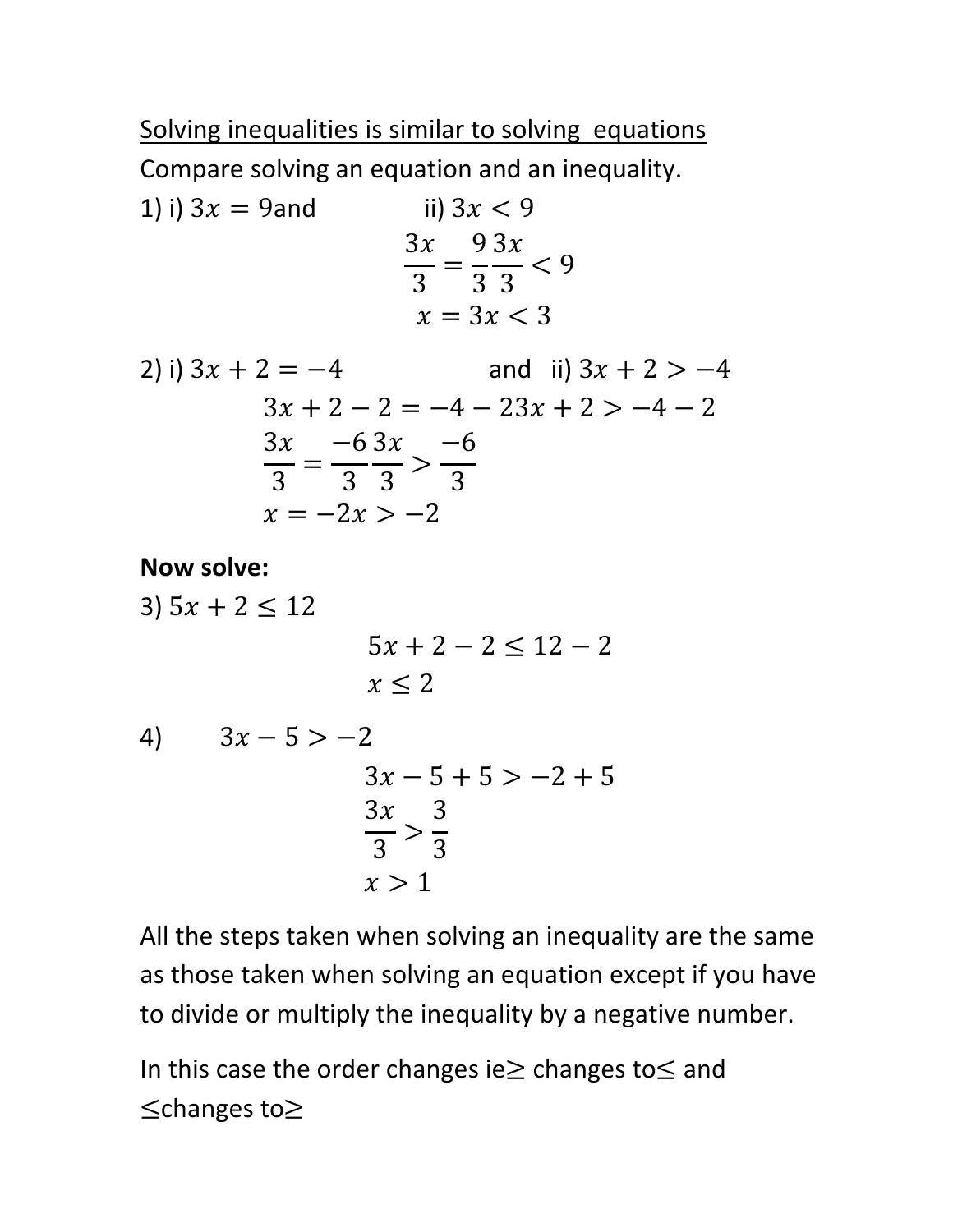<u>Solving inequalities is similar to solving equations</u>

Compare solving an equation and an inequality.

1) i) $3x = 9$and ii) $3x < 9$

$$\frac{3x}{3} = \frac{9}{3}\frac{3x}{3} < 9$$

$$x = 3x < 3$$

2) i) $3x + 2 = -4$ and ii) $3x + 2 > -4$

$$3x + 2 - 2 = -4 - 23x + 2 > -4 - 2$$

$$\frac{3x}{3} = \frac{-6}{3}\frac{3x}{3} > \frac{-6}{3}$$

$$x = -2x > -2$$

**Now solve:**

3) $5x + 2 \leq 12$

$$5x + 2 - 2 \leq 12 - 2$$

$$x \leq 2$$

4) $3x - 5 > -2$

$$3x - 5 + 5 > -2 + 5$$

$$\frac{3x}{3} > \frac{3}{3}$$

$$x > 1$$

All the steps taken when solving an inequality are the same as those taken when solving an equation except if you have to divide or multiply the inequality by a negative number.

In this case the order changes ie$\geq$ changes to$\leq$ and $\leq$changes to$\geq$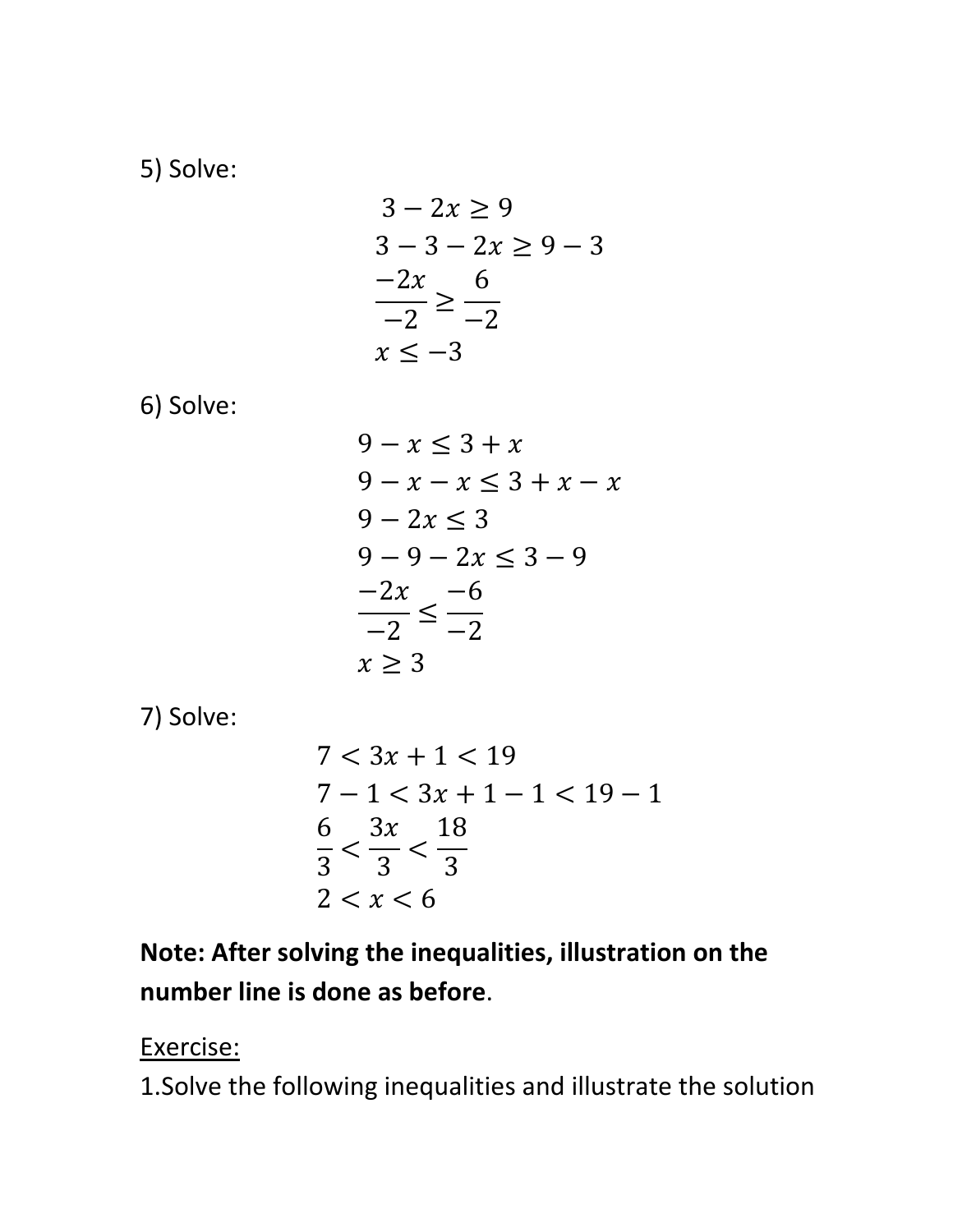5) Solve:

$$3 - 2x \geq 9$$
$$3 - 3 - 2x \geq 9 - 3$$
$$\frac{-2x}{-2} \geq \frac{6}{-2}$$
$$x \leq -3$$

6) Solve:

$$9 - x \leq 3 + x$$
$$9 - x - x \leq 3 + x - x$$
$$9 - 2x \leq 3$$
$$9 - 9 - 2x \leq 3 - 9$$
$$\frac{-2x}{-2} \leq \frac{-6}{-2}$$
$$x \geq 3$$

7) Solve:

$$7 < 3x + 1 < 19$$
$$7 - 1 < 3x + 1 - 1 < 19 - 1$$
$$\frac{6}{3} < \frac{3x}{3} < \frac{18}{3}$$
$$2 < x < 6$$

**Note: After solving the inequalities, illustration on the number line is done as before**.

<u>Exercise:</u>

1.Solve the following inequalities and illustrate the solution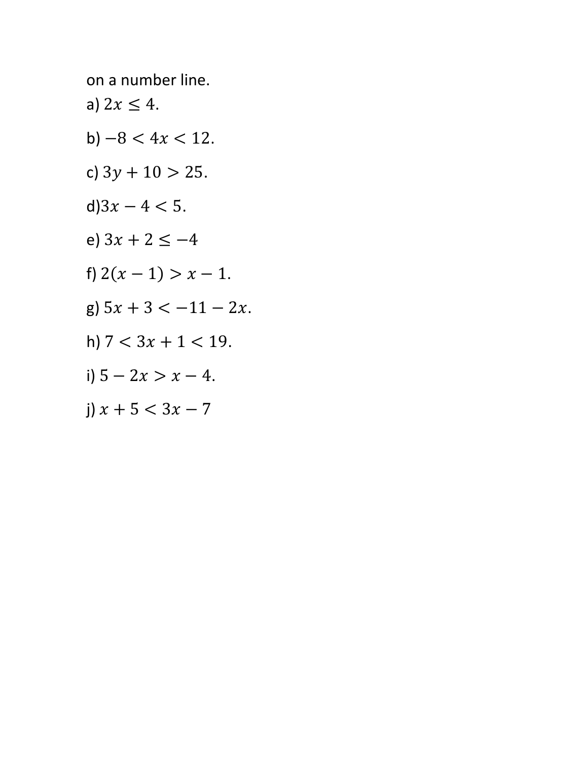on a number line.

a) $2x \leq 4.$

b) $-8 < 4x < 12.$

c) $3y + 10 > 25.$

d)$3x - 4 < 5.$

e) $3x + 2 \leq -4$

f) $2(x - 1) > x - 1.$

g) $5x + 3 < -11 - 2x.$

h) $7 < 3x + 1 < 19.$

i) $5 - 2x > x - 4.$

j) $x + 5 < 3x - 7$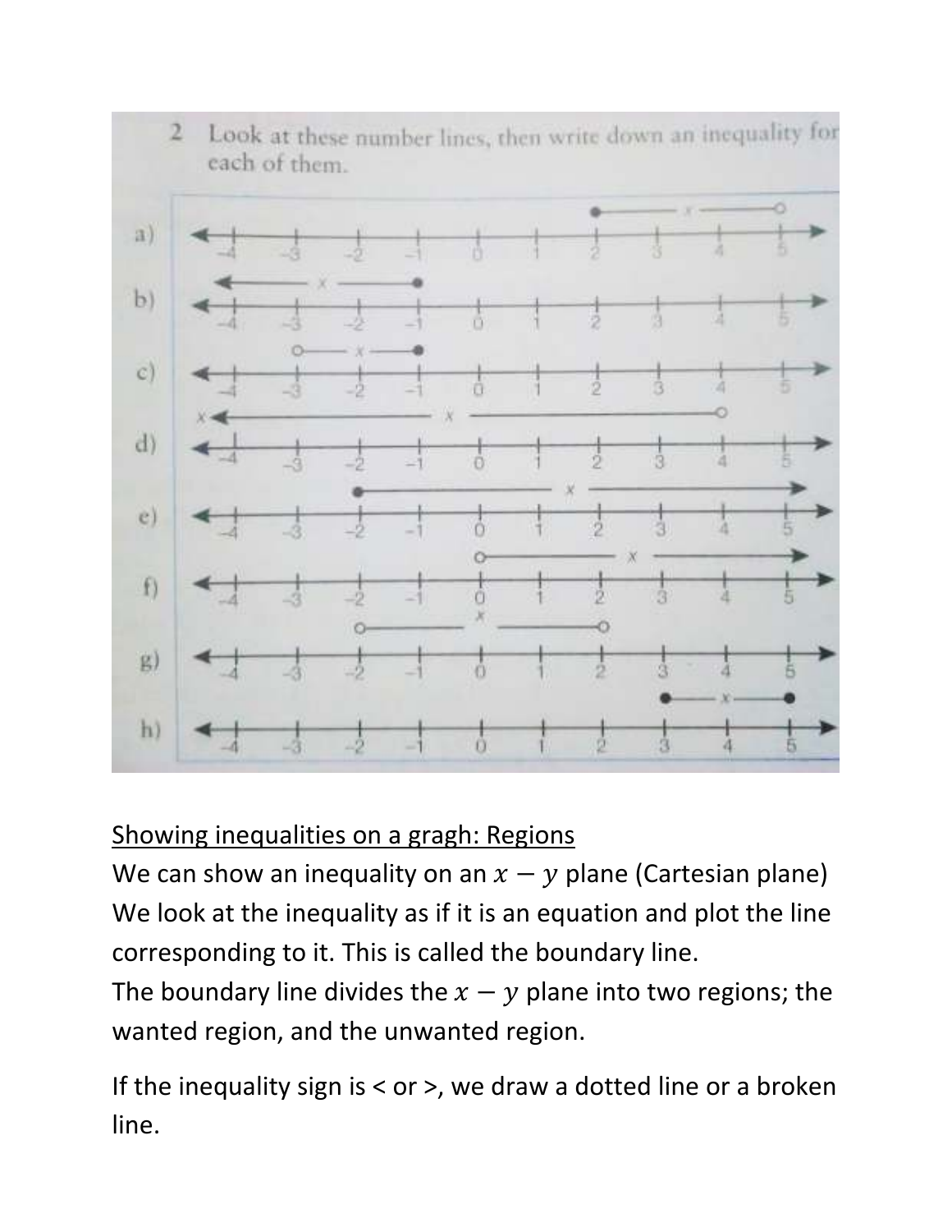2 Look at these number lines, then write down an inequality for each of them.

a) ●———— x ————○ (closed circle at 2, open circle at 5)

b) ←———— x ————● (arrow to the left, closed circle at −1)

c) ○—— x ——● (open circle at −3, closed circle at −1)

d) ←———————— x ————————○ (arrow to the left, open circle at 4)

e) ●———————— x ————————→ (closed circle at −2, arrow to the right)

f) ○———————— x ————————→ (open circle at 0, arrow to the right)

g) ○———————— x ————————○ (open circle at −2, open circle at 2)

h) ●—— x ——● (closed circle at 3, closed circle at 5)

(Each number line is marked from −4 to 5.)

## Showing inequalities on a gragh: Regions

We can show an inequality on an $x - y$ plane (Cartesian plane)
We look at the inequality as if it is an equation and plot the line corresponding to it. This is called the boundary line.
The boundary line divides the $x - y$ plane into two regions; the wanted region, and the unwanted region.

If the inequality sign is < or >, we draw a dotted line or a broken line.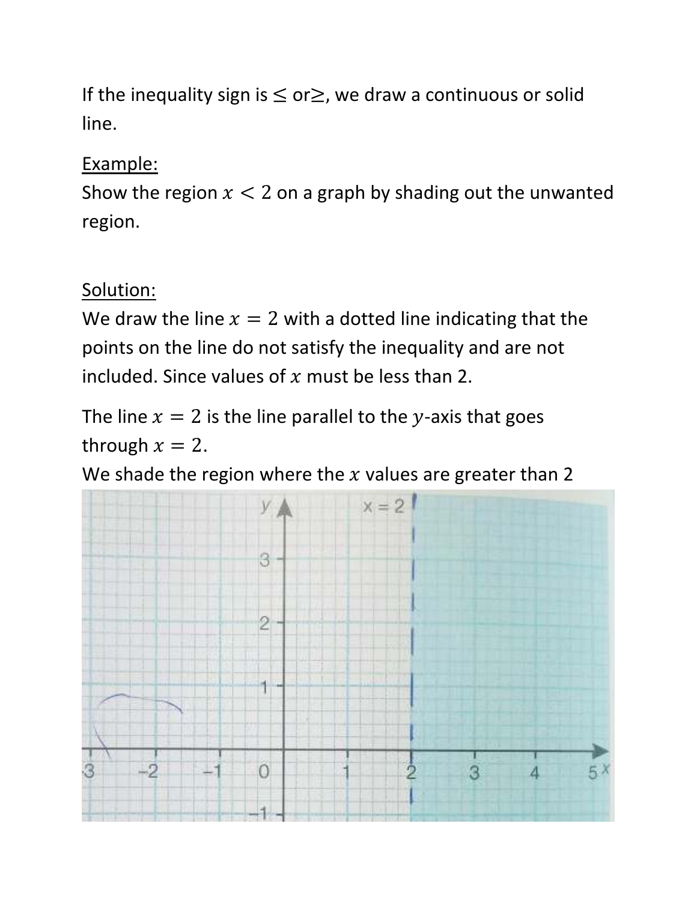If the inequality sign is ≤ or≥, we draw a continuous or solid line.

<u>Example:</u>
Show the region $x < 2$ on a graph by shading out the unwanted region.

<u>Solution:</u>
We draw the line $x = 2$ with a dotted line indicating that the points on the line do not satisfy the inequality and are not included. Since values of $x$ must be less than 2.

The line $x = 2$ is the line parallel to the $y$-axis that goes through $x = 2$.
We shade the region where the $x$ values are greater than 2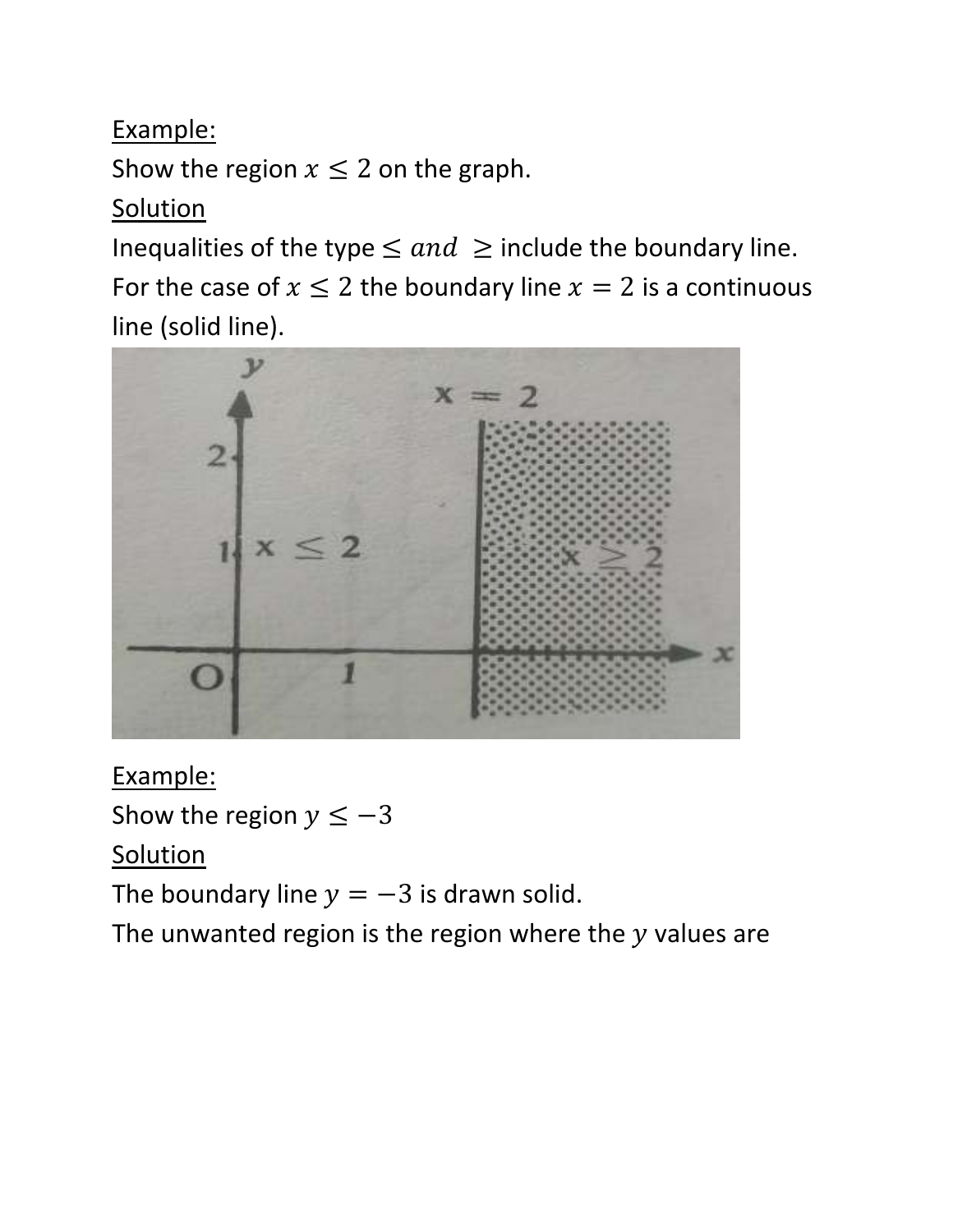<u>Example:</u>

Show the region $x \leq 2$ on the graph.

<u>Solution</u>

Inequalities of the type $\leq$ *and* $\geq$ include the boundary line.

For the case of $x \leq 2$ the boundary line $x = 2$ is a continuous line (solid line).

<u>Example:</u>

Show the region $y \leq -3$

<u>Solution</u>

The boundary line $y = -3$ is drawn solid.

The unwanted region is the region where the $y$ values are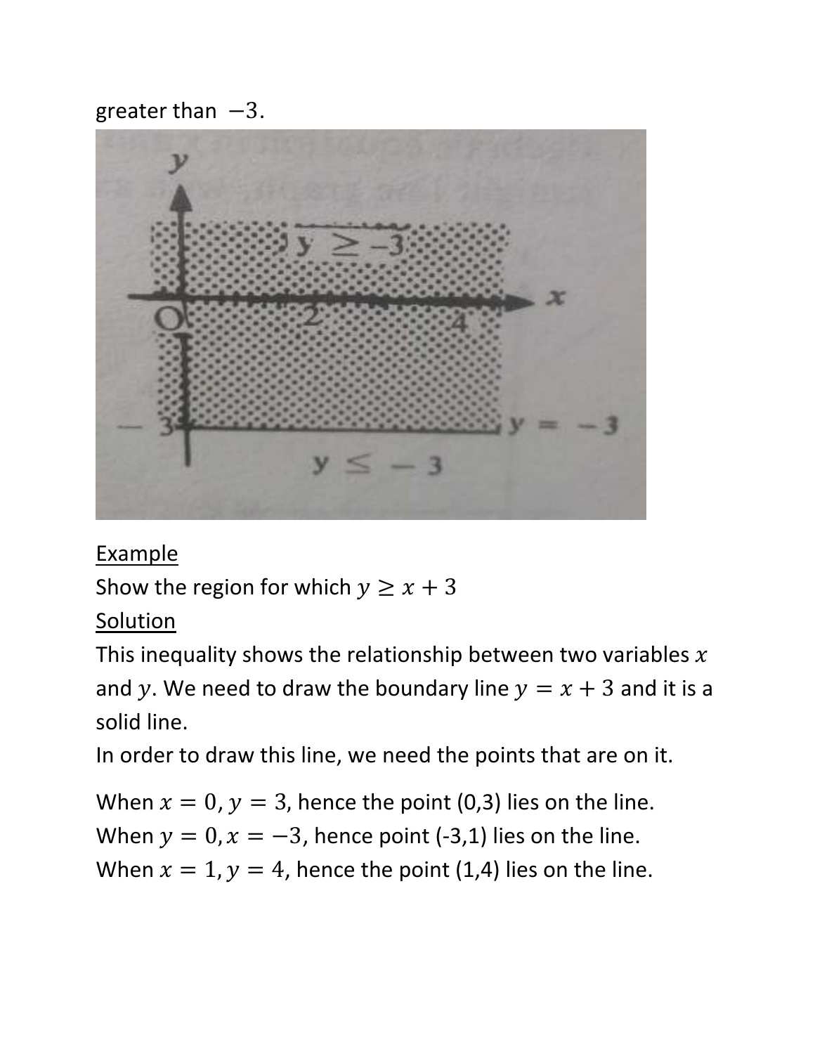greater than $-3$.

## Example

Show the region for which $y \geq x + 3$

## Solution

This inequality shows the relationship between two variables $x$ and $y$. We need to draw the boundary line $y = x + 3$ and it is a solid line.

In order to draw this line, we need the points that are on it.

When $x = 0, y = 3$, hence the point (0,3) lies on the line.
When $y = 0, x = -3$, hence point (-3,1) lies on the line.
When $x = 1, y = 4$, hence the point (1,4) lies on the line.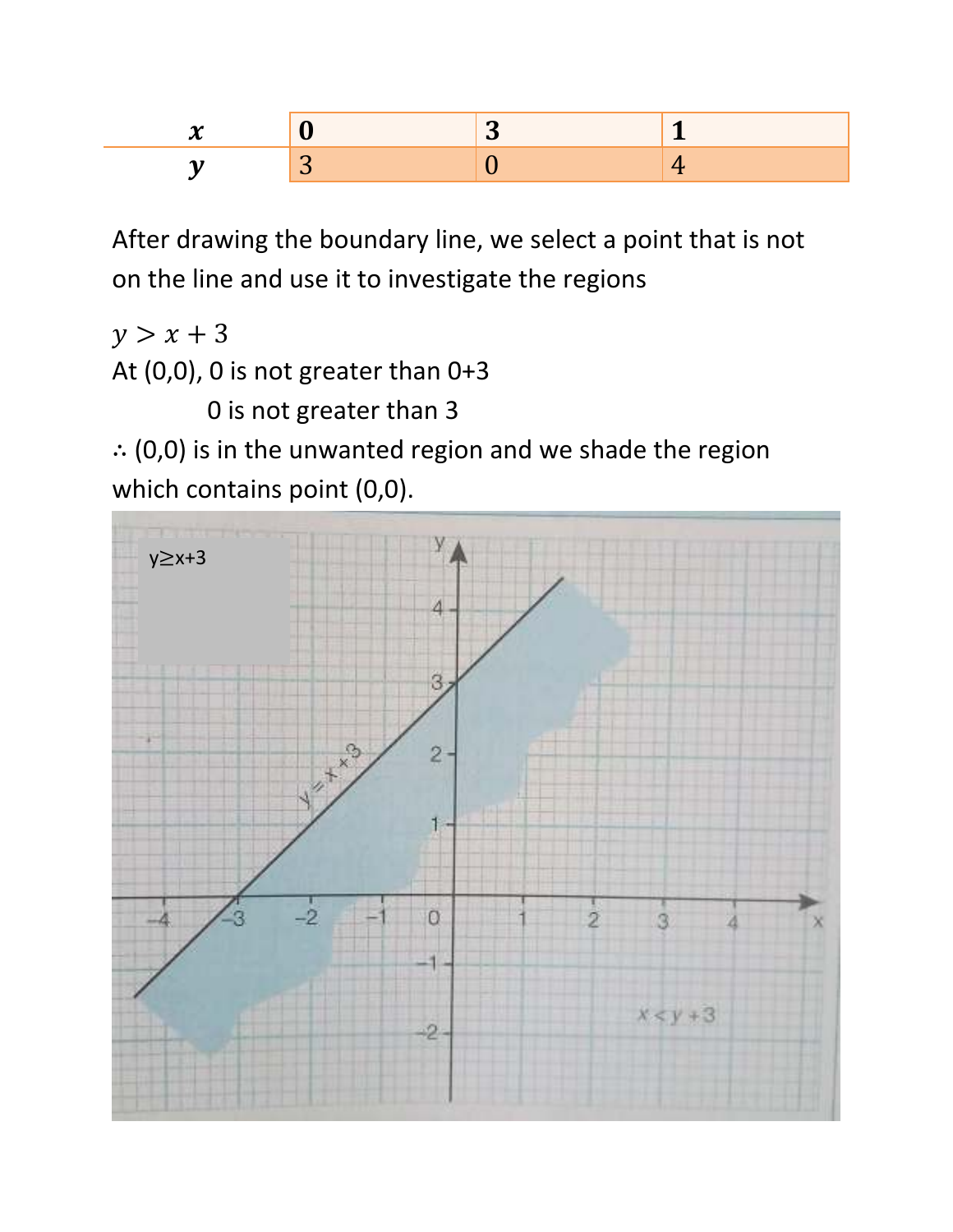| $x$ | 0 | 3 | 1 |
|---|---|---|---|
| $y$ | 3 | 0 | 4 |

After drawing the boundary line, we select a point that is not on the line and use it to investigate the regions

$y > x + 3$

At (0,0), 0 is not greater than 0+3

0 is not greater than 3

∴ (0,0) is in the unwanted region and we shade the region which contains point (0,0).

y≥x+3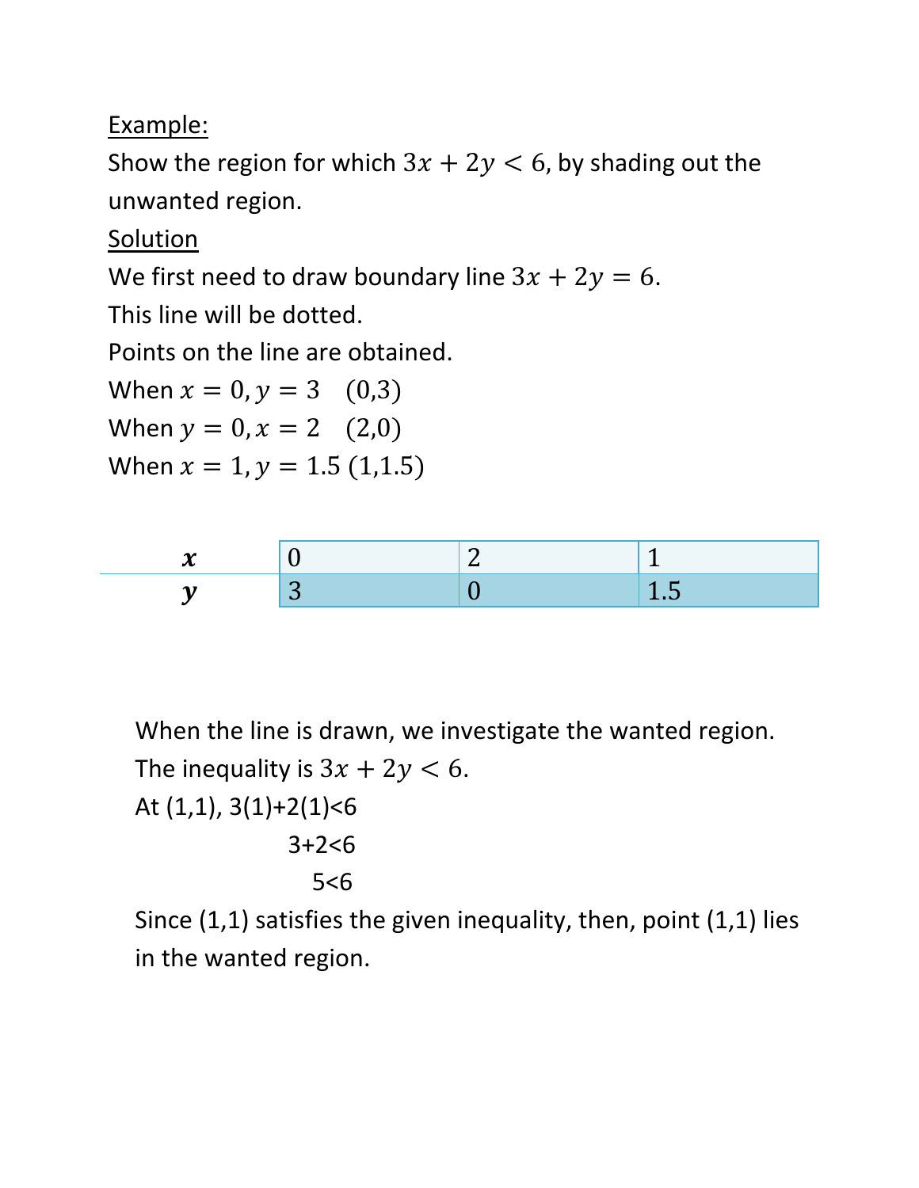<u>Example:</u>

Show the region for which $3x + 2y < 6$, by shading out the unwanted region.

<u>Solution</u>

We first need to draw boundary line $3x + 2y = 6$.

This line will be dotted.

Points on the line are obtained.

When $x = 0, y = 3 \quad (0,3)$

When $y = 0, x = 2 \quad (2,0)$

When $x = 1, y = 1.5 \ (1,1.5)$

| $x$ | 0 | 2 | 1 |
|---|---|---|---|
| $y$ | 3 | 0 | 1.5 |

When the line is drawn, we investigate the wanted region.

The inequality is $3x + 2y < 6$.

At (1,1), 3(1)+2(1)<6

3+2<6

5<6

Since (1,1) satisfies the given inequality, then, point (1,1) lies in the wanted region.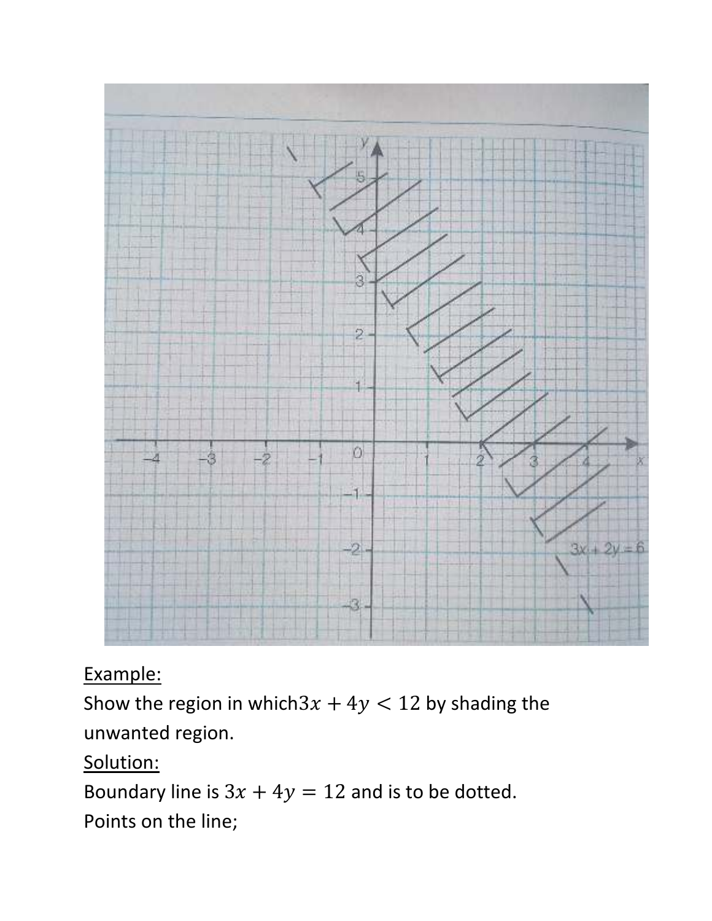<u>Example:</u>

Show the region in which $3x + 4y < 12$ by shading the unwanted region.

<u>Solution:</u>

Boundary line is $3x + 4y = 12$ and is to be dotted.

Points on the line;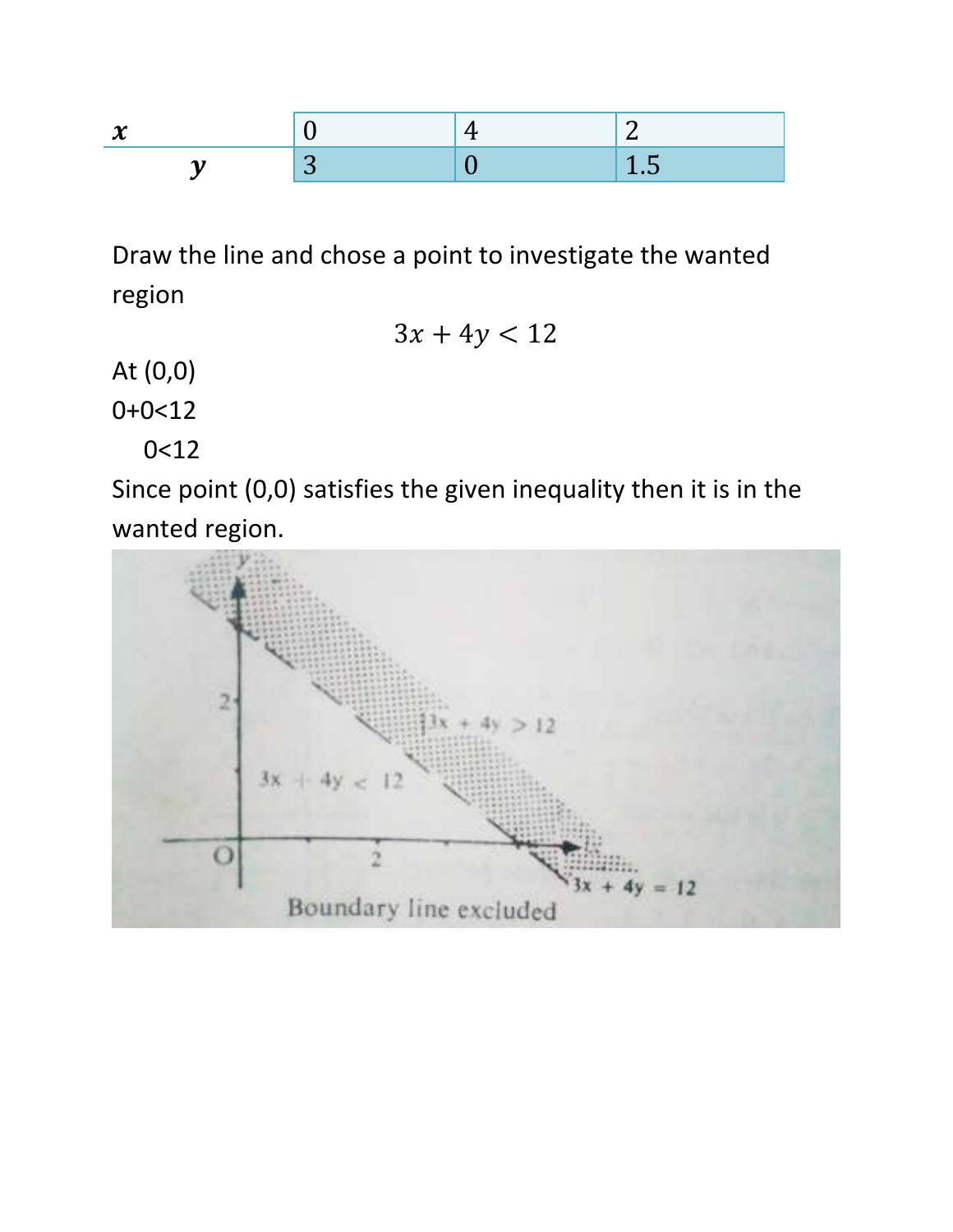| $x$ | 0 | 4 | 2 |
|---|---|---|---|
| $y$ | 3 | 0 | 1.5 |

Draw the line and chose a point to investigate the wanted region

$$3x + 4y < 12$$

At (0,0)

0+0<12

0<12

Since point (0,0) satisfies the given inequality then it is in the wanted region.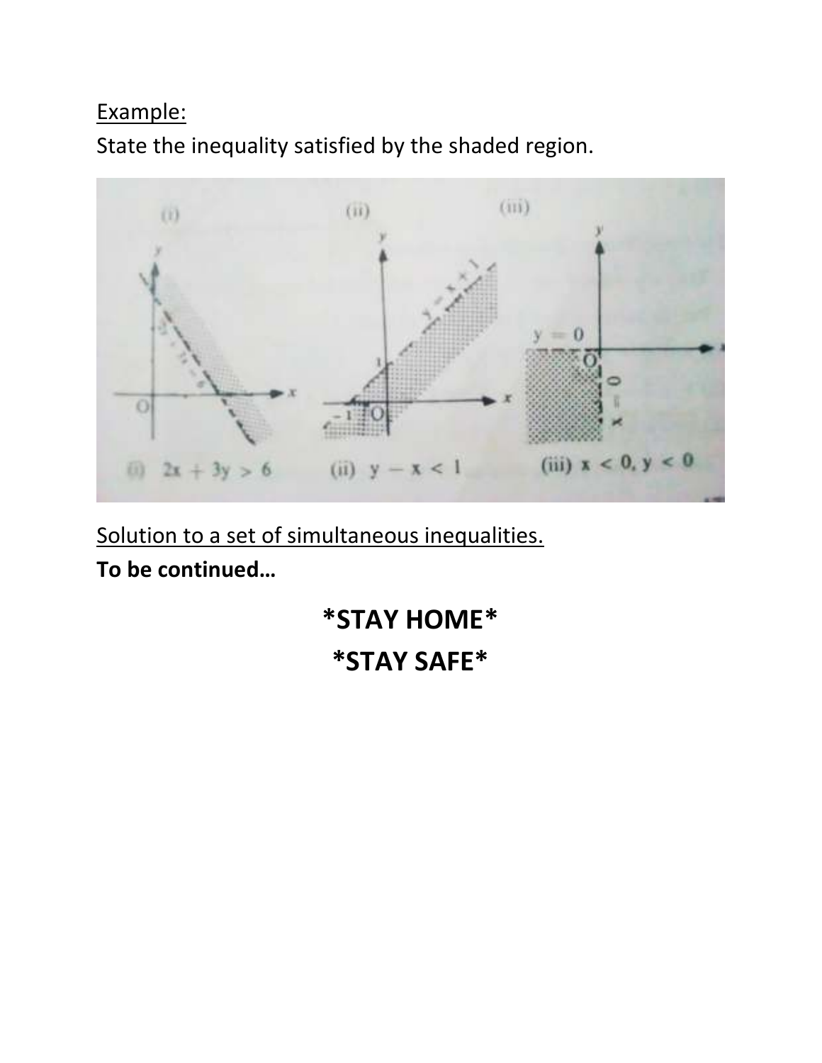Example:

State the inequality satisfied by the shaded region.

(i) $2x + 3y > 6$

(ii) $y - x < 1$

(iii) $x < 0, y < 0$

Solution to a set of simultaneous inequalities.

**To be continued…**

# *STAY HOME*
# *STAY SAFE*